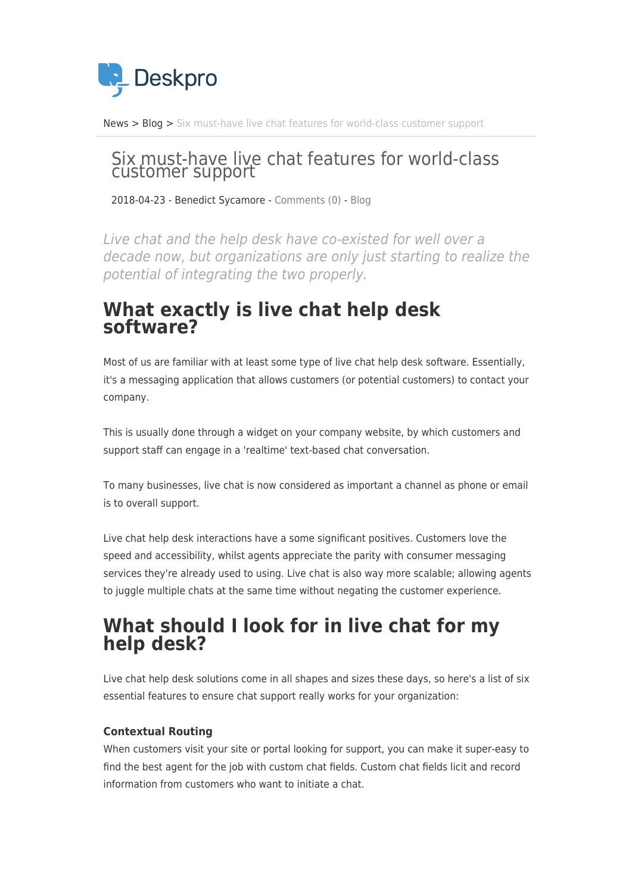News > Blog > Six must-have live chat features for world-class customer support

# Six must-have live chat features for world-class customer support

2018-04-23 - Benedict Sycamore - Comments (0) - Blog

*Live chat and the help desk have co-existed for well over a decade now, but organizations are only just starting to realize the potential of integrating the two properly.*

## What exactly is live chat help desk software?

Most of us are familiar with at least some type of live chat help desk software. Essentially, it's a messaging application that allows customers (or potential customers) to contact your company.

This is usually done through a widget on your company website, by which customers and support staff can engage in a 'realtime' text-based chat conversation.

To many businesses, live chat is now considered as important a channel as phone or email is to overall support.

Live chat help desk interactions have a some significant positives. Customers love the speed and accessibility, whilst agents appreciate the parity with consumer messaging services they're already used to using. Live chat is also way more scalable; allowing agents to juggle multiple chats at the same time without negating the customer experience.

## What should I look for in live chat for my help desk?

Live chat help desk solutions come in all shapes and sizes these days, so here's a list of six essential features to ensure chat support really works for your organization:

**Contextual Routing**

When customers visit your site or portal looking for support, you can make it super-easy to find the best agent for the job with custom chat fields. Custom chat fields licit and record information from customers who want to initiate a chat.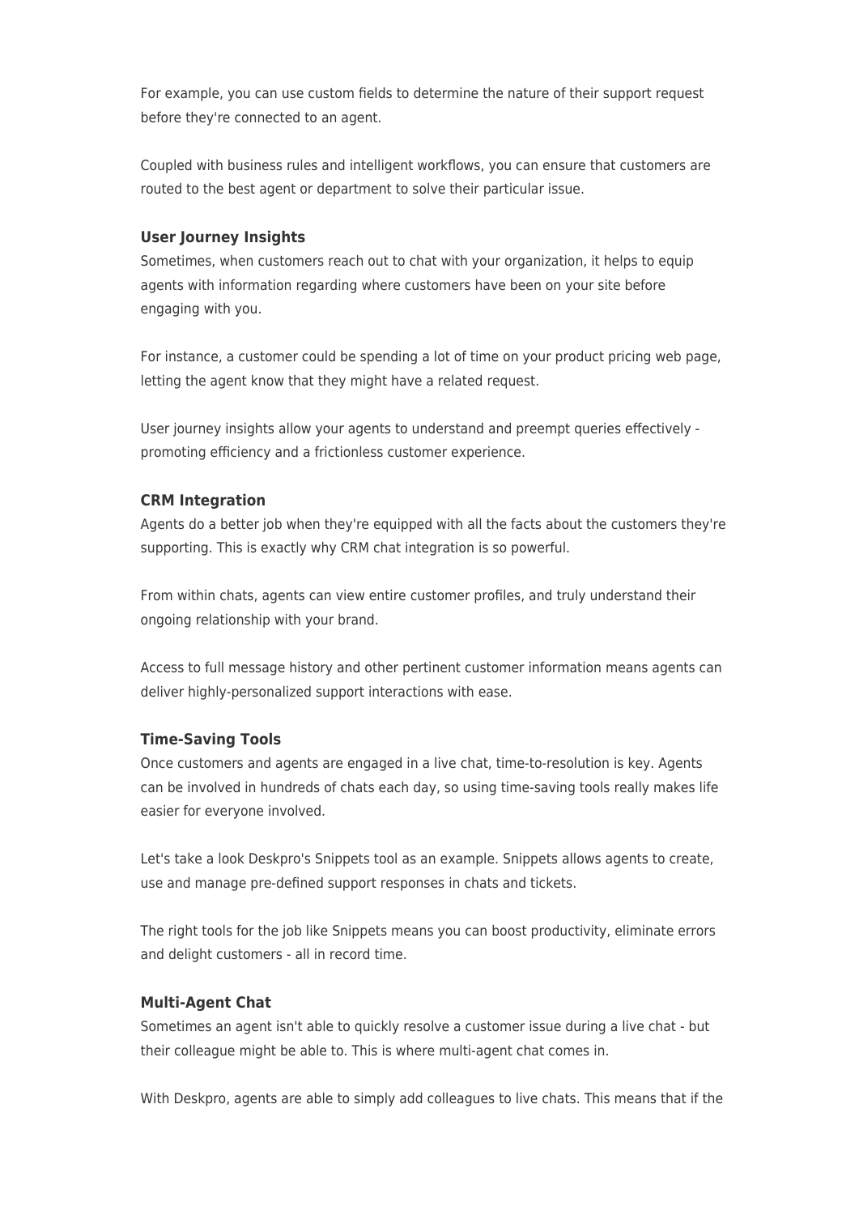For example, you can use custom fields to determine the nature of their support request before they're connected to an agent.

Coupled with business rules and intelligent workflows, you can ensure that customers are routed to the best agent or department to solve their particular issue.

**User Journey Insights**

Sometimes, when customers reach out to chat with your organization, it helps to equip agents with information regarding where customers have been on your site before engaging with you.

For instance, a customer could be spending a lot of time on your product pricing web page, letting the agent know that they might have a related request.

User journey insights allow your agents to understand and preempt queries effectively - promoting efficiency and a frictionless customer experience.

**CRM Integration**

Agents do a better job when they're equipped with all the facts about the customers they're supporting. This is exactly why CRM chat integration is so powerful.

From within chats, agents can view entire customer profiles, and truly understand their ongoing relationship with your brand.

Access to full message history and other pertinent customer information means agents can deliver highly-personalized support interactions with ease.

**Time-Saving Tools**

Once customers and agents are engaged in a live chat, time-to-resolution is key. Agents can be involved in hundreds of chats each day, so using time-saving tools really makes life easier for everyone involved.

Let's take a look Deskpro's Snippets tool as an example. Snippets allows agents to create, use and manage pre-defined support responses in chats and tickets.

The right tools for the job like Snippets means you can boost productivity, eliminate errors and delight customers - all in record time.

**Multi-Agent Chat**

Sometimes an agent isn't able to quickly resolve a customer issue during a live chat - but their colleague might be able to. This is where multi-agent chat comes in.

With Deskpro, agents are able to simply add colleagues to live chats. This means that if the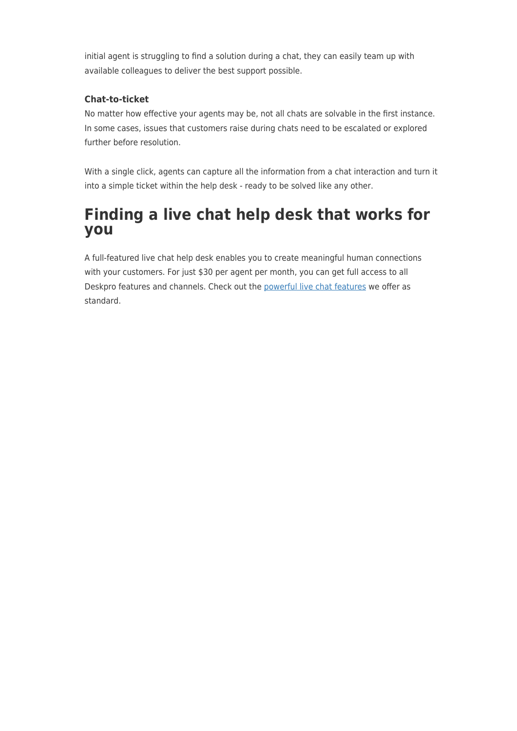initial agent is struggling to find a solution during a chat, they can easily team up with available colleagues to deliver the best support possible.

**Chat-to-ticket**

No matter how effective your agents may be, not all chats are solvable in the first instance. In some cases, issues that customers raise during chats need to be escalated or explored further before resolution.

With a single click, agents can capture all the information from a chat interaction and turn it into a simple ticket within the help desk - ready to be solved like any other.

# Finding a live chat help desk that works for you

A full-featured live chat help desk enables you to create meaningful human connections with your customers. For just $30 per agent per month, you can get full access to all Deskpro features and channels. Check out the powerful live chat features we offer as standard.